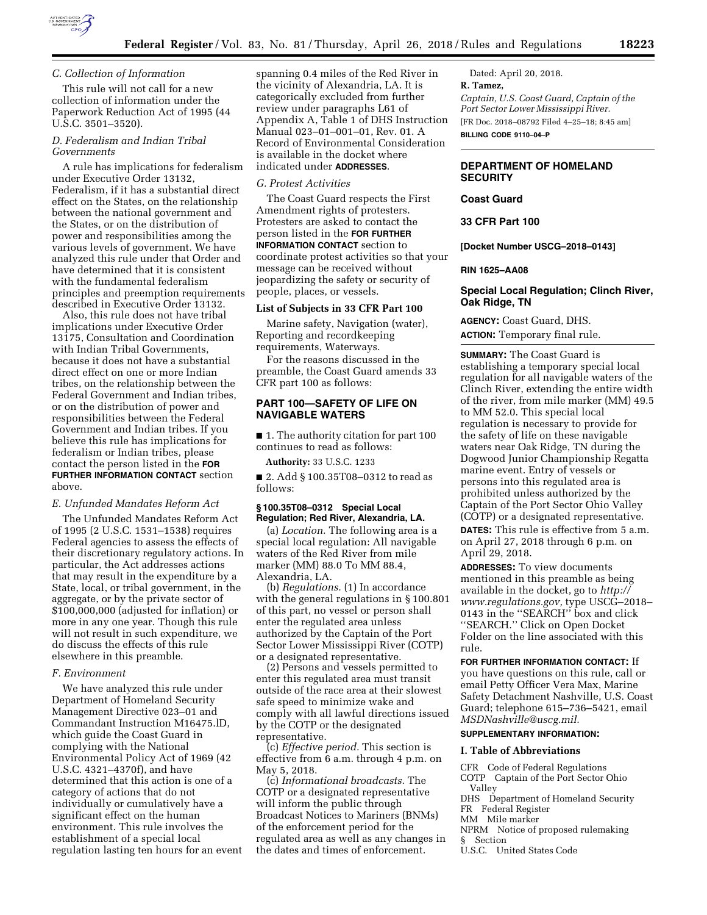### C. Collection of Information

This rule will not call for a new collection of information under the Paperwork Reduction Act of 1995 (44 U.S.C. 3501–3520).

### D. Federalism and Indian Tribal Governments

A rule has implications for federalism under Executive Order 13132, Federalism, if it has a substantial direct effect on the States, on the relationship between the national government and the States, or on the distribution of power and responsibilities among the various levels of government. We have analyzed this rule under that Order and have determined that it is consistent with the fundamental federalism principles and preemption requirements described in Executive Order 13132.

Also, this rule does not have tribal implications under Executive Order 13175, Consultation and Coordination with Indian Tribal Governments, because it does not have a substantial direct effect on one or more Indian tribes, on the relationship between the Federal Government and Indian tribes, or on the distribution of power and responsibilities between the Federal Government and Indian tribes. If you believe this rule has implications for federalism or Indian tribes, please contact the person listed in the **FOR FURTHER INFORMATION CONTACT** section above.

### E. Unfunded Mandates Reform Act

The Unfunded Mandates Reform Act of 1995 (2 U.S.C. 1531–1538) requires Federal agencies to assess the effects of their discretionary regulatory actions. In particular, the Act addresses actions that may result in the expenditure by a State, local, or tribal government, in the aggregate, or by the private sector of $100,000,000 (adjusted for inflation) or more in any one year. Though this rule will not result in such expenditure, we do discuss the effects of this rule elsewhere in this preamble.

### F. Environment

We have analyzed this rule under Department of Homeland Security Management Directive 023–01 and Commandant Instruction M16475.lD, which guide the Coast Guard in complying with the National Environmental Policy Act of 1969 (42 U.S.C. 4321–4370f), and have determined that this action is one of a category of actions that do not individually or cumulatively have a significant effect on the human environment. This rule involves the establishment of a special local regulation lasting ten hours for an event spanning 0.4 miles of the Red River in the vicinity of Alexandria, LA. It is categorically excluded from further review under paragraphs L61 of Appendix A, Table 1 of DHS Instruction Manual 023–01–001–01, Rev. 01. A Record of Environmental Consideration is available in the docket where indicated under **ADDRESSES**.

### G. Protest Activities

The Coast Guard respects the First Amendment rights of protesters. Protesters are asked to contact the person listed in the **FOR FURTHER INFORMATION CONTACT** section to coordinate protest activities so that your message can be received without jeopardizing the safety or security of people, places, or vessels.

## List of Subjects in 33 CFR Part 100

Marine safety, Navigation (water), Reporting and recordkeeping requirements, Waterways.

For the reasons discussed in the preamble, the Coast Guard amends 33 CFR part 100 as follows:

## PART 100—SAFETY OF LIFE ON NAVIGABLE WATERS

■ 1. The authority citation for part 100 continues to read as follows:

**Authority:** 33 U.S.C. 1233

■ 2. Add § 100.35T08–0312 to read as follows:

### § 100.35T08–0312 Special Local Regulation; Red River, Alexandria, LA.

(a) *Location.* The following area is a special local regulation: All navigable waters of the Red River from mile marker (MM) 88.0 To MM 88.4, Alexandria, LA.

(b) *Regulations.* (1) In accordance with the general regulations in § 100.801 of this part, no vessel or person shall enter the regulated area unless authorized by the Captain of the Port Sector Lower Mississippi River (COTP) or a designated representative.

(2) Persons and vessels permitted to enter this regulated area must transit outside of the race area at their slowest safe speed to minimize wake and comply with all lawful directions issued by the COTP or the designated representative.

(c) *Effective period.* This section is effective from 6 a.m. through 4 p.m. on May 5, 2018.

(c) *Informational broadcasts.* The COTP or a designated representative will inform the public through Broadcast Notices to Mariners (BNMs) of the enforcement period for the regulated area as well as any changes in the dates and times of enforcement.

Dated: April 20, 2018.

**R. Tamez,**

*Captain, U.S. Coast Guard, Captain of the Port Sector Lower Mississippi River.*

[FR Doc. 2018–08792 Filed 4–25–18; 8:45 am]

**BILLING CODE 9110–04–P**

---

## DEPARTMENT OF HOMELAND SECURITY

## Coast Guard

## 33 CFR Part 100

**[Docket Number USCG–2018–0143]**

**RIN 1625–AA08**

## Special Local Regulation; Clinch River, Oak Ridge, TN

**AGENCY:** Coast Guard, DHS.

**ACTION:** Temporary final rule.

**SUMMARY:** The Coast Guard is establishing a temporary special local regulation for all navigable waters of the Clinch River, extending the entire width of the river, from mile marker (MM) 49.5 to MM 52.0. This special local regulation is necessary to provide for the safety of life on these navigable waters near Oak Ridge, TN during the Dogwood Junior Championship Regatta marine event. Entry of vessels or persons into this regulated area is prohibited unless authorized by the Captain of the Port Sector Ohio Valley (COTP) or a designated representative.

**DATES:** This rule is effective from 5 a.m. on April 27, 2018 through 6 p.m. on April 29, 2018.

**ADDRESSES:** To view documents mentioned in this preamble as being available in the docket, go to *http://www.regulations.gov,* type USCG–2018–0143 in the ''SEARCH'' box and click ''SEARCH.'' Click on Open Docket Folder on the line associated with this rule.

**FOR FURTHER INFORMATION CONTACT:** If you have questions on this rule, call or email Petty Officer Vera Max, Marine Safety Detachment Nashville, U.S. Coast Guard; telephone 615–736–5421, email *MSDNashville@uscg.mil.*

**SUPPLEMENTARY INFORMATION:**

### I. Table of Abbreviations

CFR Code of Federal Regulations
COTP Captain of the Port Sector Ohio Valley
DHS Department of Homeland Security
FR Federal Register
MM Mile marker
NPRM Notice of proposed rulemaking
§ Section
U.S.C. United States Code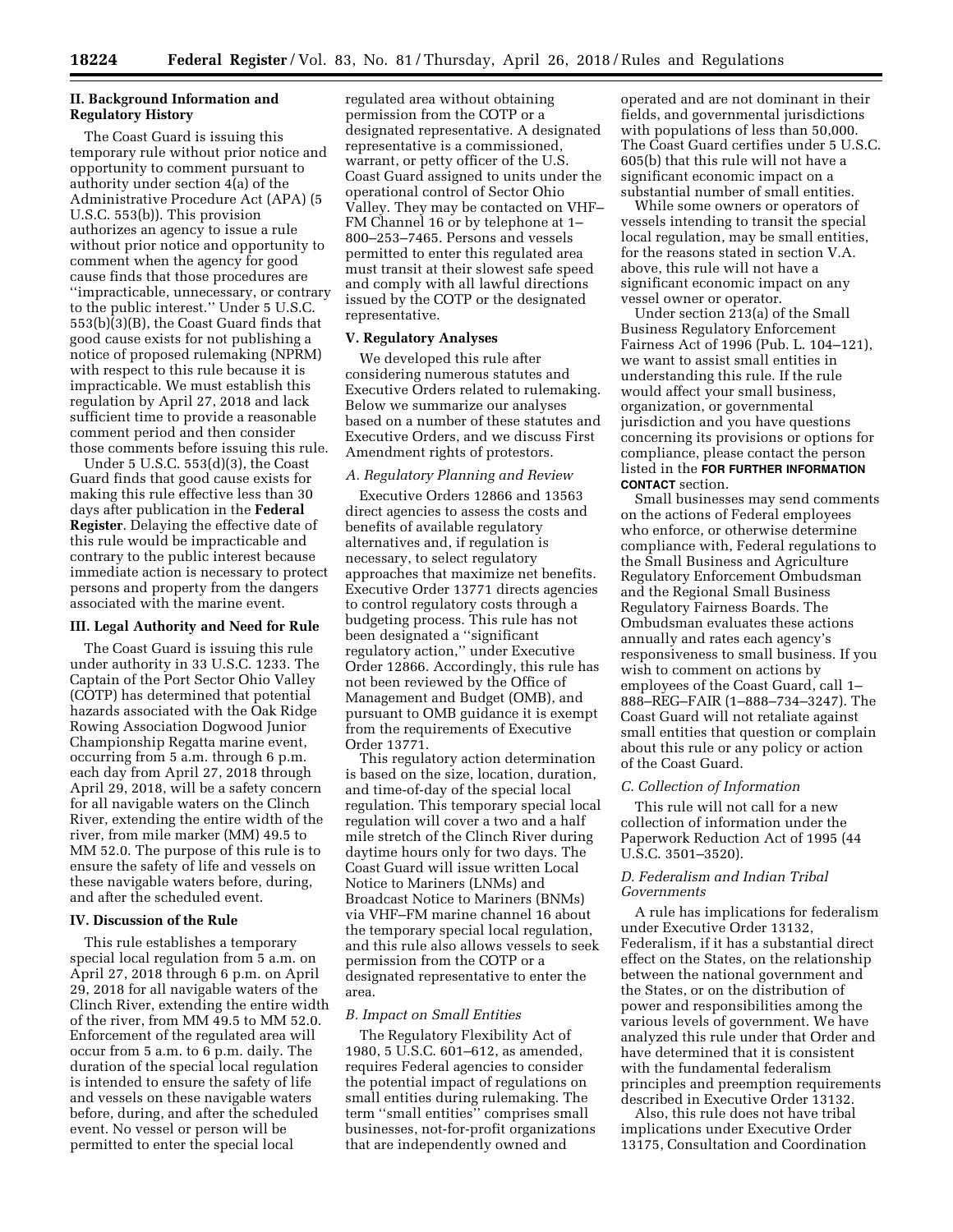## II. Background Information and Regulatory History

The Coast Guard is issuing this temporary rule without prior notice and opportunity to comment pursuant to authority under section 4(a) of the Administrative Procedure Act (APA) (5 U.S.C. 553(b)). This provision authorizes an agency to issue a rule without prior notice and opportunity to comment when the agency for good cause finds that those procedures are ''impracticable, unnecessary, or contrary to the public interest.'' Under 5 U.S.C. 553(b)(3)(B), the Coast Guard finds that good cause exists for not publishing a notice of proposed rulemaking (NPRM) with respect to this rule because it is impracticable. We must establish this regulation by April 27, 2018 and lack sufficient time to provide a reasonable comment period and then consider those comments before issuing this rule.

Under 5 U.S.C. 553(d)(3), the Coast Guard finds that good cause exists for making this rule effective less than 30 days after publication in the **Federal Register**. Delaying the effective date of this rule would be impracticable and contrary to the public interest because immediate action is necessary to protect persons and property from the dangers associated with the marine event.

## III. Legal Authority and Need for Rule

The Coast Guard is issuing this rule under authority in 33 U.S.C. 1233. The Captain of the Port Sector Ohio Valley (COTP) has determined that potential hazards associated with the Oak Ridge Rowing Association Dogwood Junior Championship Regatta marine event, occurring from 5 a.m. through 6 p.m. each day from April 27, 2018 through April 29, 2018, will be a safety concern for all navigable waters on the Clinch River, extending the entire width of the river, from mile marker (MM) 49.5 to MM 52.0. The purpose of this rule is to ensure the safety of life and vessels on these navigable waters before, during, and after the scheduled event.

## IV. Discussion of the Rule

This rule establishes a temporary special local regulation from 5 a.m. on April 27, 2018 through 6 p.m. on April 29, 2018 for all navigable waters of the Clinch River, extending the entire width of the river, from MM 49.5 to MM 52.0. Enforcement of the regulated area will occur from 5 a.m. to 6 p.m. daily. The duration of the special local regulation is intended to ensure the safety of life and vessels on these navigable waters before, during, and after the scheduled event. No vessel or person will be permitted to enter the special local regulated area without obtaining permission from the COTP or a designated representative. A designated representative is a commissioned, warrant, or petty officer of the U.S. Coast Guard assigned to units under the operational control of Sector Ohio Valley. They may be contacted on VHF–FM Channel 16 or by telephone at 1–800–253–7465. Persons and vessels permitted to enter this regulated area must transit at their slowest safe speed and comply with all lawful directions issued by the COTP or the designated representative.

## V. Regulatory Analyses

We developed this rule after considering numerous statutes and Executive Orders related to rulemaking. Below we summarize our analyses based on a number of these statutes and Executive Orders, and we discuss First Amendment rights of protestors.

### *A. Regulatory Planning and Review*

Executive Orders 12866 and 13563 direct agencies to assess the costs and benefits of available regulatory alternatives and, if regulation is necessary, to select regulatory approaches that maximize net benefits. Executive Order 13771 directs agencies to control regulatory costs through a budgeting process. This rule has not been designated a ''significant regulatory action,'' under Executive Order 12866. Accordingly, this rule has not been reviewed by the Office of Management and Budget (OMB), and pursuant to OMB guidance it is exempt from the requirements of Executive Order 13771.

This regulatory action determination is based on the size, location, duration, and time-of-day of the special local regulation. This temporary special local regulation will cover a two and a half mile stretch of the Clinch River during daytime hours only for two days. The Coast Guard will issue written Local Notice to Mariners (LNMs) and Broadcast Notice to Mariners (BNMs) via VHF–FM marine channel 16 about the temporary special local regulation, and this rule also allows vessels to seek permission from the COTP or a designated representative to enter the area.

### *B. Impact on Small Entities*

The Regulatory Flexibility Act of 1980, 5 U.S.C. 601–612, as amended, requires Federal agencies to consider the potential impact of regulations on small entities during rulemaking. The term ''small entities'' comprises small businesses, not-for-profit organizations that are independently owned and operated and are not dominant in their fields, and governmental jurisdictions with populations of less than 50,000. The Coast Guard certifies under 5 U.S.C. 605(b) that this rule will not have a significant economic impact on a substantial number of small entities.

While some owners or operators of vessels intending to transit the special local regulation, may be small entities, for the reasons stated in section V.A. above, this rule will not have a significant economic impact on any vessel owner or operator.

Under section 213(a) of the Small Business Regulatory Enforcement Fairness Act of 1996 (Pub. L. 104–121), we want to assist small entities in understanding this rule. If the rule would affect your small business, organization, or governmental jurisdiction and you have questions concerning its provisions or options for compliance, please contact the person listed in the **FOR FURTHER INFORMATION CONTACT** section.

Small businesses may send comments on the actions of Federal employees who enforce, or otherwise determine compliance with, Federal regulations to the Small Business and Agriculture Regulatory Enforcement Ombudsman and the Regional Small Business Regulatory Fairness Boards. The Ombudsman evaluates these actions annually and rates each agency's responsiveness to small business. If you wish to comment on actions by employees of the Coast Guard, call 1–888–REG–FAIR (1–888–734–3247). The Coast Guard will not retaliate against small entities that question or complain about this rule or any policy or action of the Coast Guard.

### *C. Collection of Information*

This rule will not call for a new collection of information under the Paperwork Reduction Act of 1995 (44 U.S.C. 3501–3520).

### *D. Federalism and Indian Tribal Governments*

A rule has implications for federalism under Executive Order 13132, Federalism, if it has a substantial direct effect on the States, on the relationship between the national government and the States, or on the distribution of power and responsibilities among the various levels of government. We have analyzed this rule under that Order and have determined that it is consistent with the fundamental federalism principles and preemption requirements described in Executive Order 13132.

Also, this rule does not have tribal implications under Executive Order 13175, Consultation and Coordination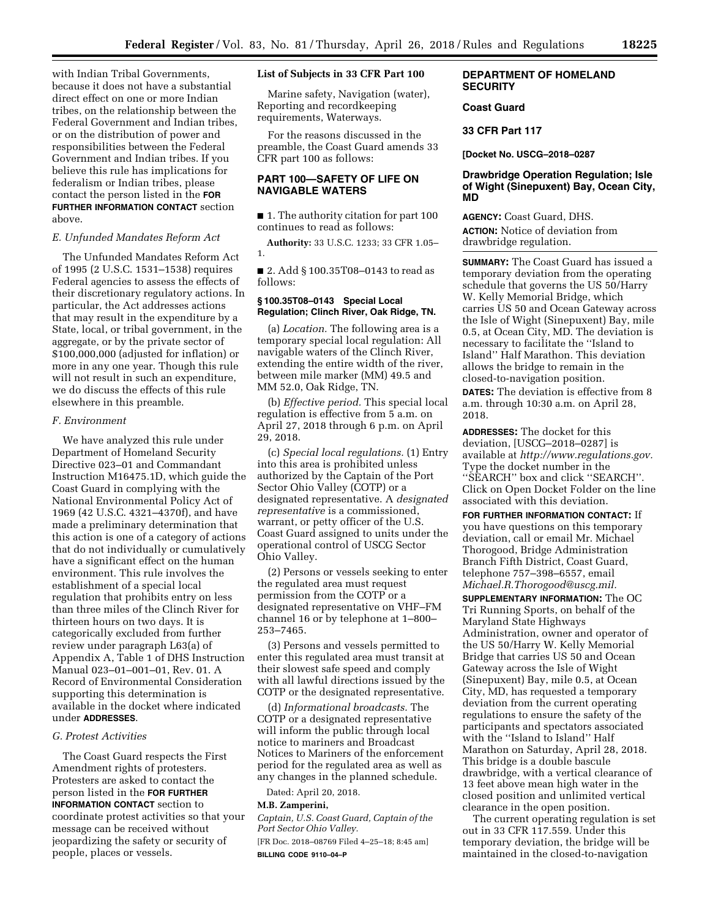with Indian Tribal Governments, because it does not have a substantial direct effect on one or more Indian tribes, on the relationship between the Federal Government and Indian tribes, or on the distribution of power and responsibilities between the Federal Government and Indian tribes. If you believe this rule has implications for federalism or Indian tribes, please contact the person listed in the **FOR FURTHER INFORMATION CONTACT** section above.

*E. Unfunded Mandates Reform Act*

The Unfunded Mandates Reform Act of 1995 (2 U.S.C. 1531–1538) requires Federal agencies to assess the effects of their discretionary regulatory actions. In particular, the Act addresses actions that may result in the expenditure by a State, local, or tribal government, in the aggregate, or by the private sector of $100,000,000 (adjusted for inflation) or more in any one year. Though this rule will not result in such an expenditure, we do discuss the effects of this rule elsewhere in this preamble.

*F. Environment*

We have analyzed this rule under Department of Homeland Security Directive 023–01 and Commandant Instruction M16475.1D, which guide the Coast Guard in complying with the National Environmental Policy Act of 1969 (42 U.S.C. 4321–4370f), and have made a preliminary determination that this action is one of a category of actions that do not individually or cumulatively have a significant effect on the human environment. This rule involves the establishment of a special local regulation that prohibits entry on less than three miles of the Clinch River for thirteen hours on two days. It is categorically excluded from further review under paragraph L63(a) of Appendix A, Table 1 of DHS Instruction Manual 023–01–001–01, Rev. 01. A Record of Environmental Consideration supporting this determination is available in the docket where indicated under **ADDRESSES**.

*G. Protest Activities*

The Coast Guard respects the First Amendment rights of protesters. Protesters are asked to contact the person listed in the **FOR FURTHER INFORMATION CONTACT** section to coordinate protest activities so that your message can be received without jeopardizing the safety or security of people, places or vessels.

**List of Subjects in 33 CFR Part 100**

Marine safety, Navigation (water), Reporting and recordkeeping requirements, Waterways.

For the reasons discussed in the preamble, the Coast Guard amends 33 CFR part 100 as follows:

## PART 100—SAFETY OF LIFE ON NAVIGABLE WATERS

■ 1. The authority citation for part 100 continues to read as follows:

**Authority:** 33 U.S.C. 1233; 33 CFR 1.05–1.

■ 2. Add § 100.35T08–0143 to read as follows:

**§ 100.35T08–0143 Special Local Regulation; Clinch River, Oak Ridge, TN.**

(a) *Location.* The following area is a temporary special local regulation: All navigable waters of the Clinch River, extending the entire width of the river, between mile marker (MM) 49.5 and MM 52.0, Oak Ridge, TN.

(b) *Effective period.* This special local regulation is effective from 5 a.m. on April 27, 2018 through 6 p.m. on April 29, 2018.

(c) *Special local regulations.* (1) Entry into this area is prohibited unless authorized by the Captain of the Port Sector Ohio Valley (COTP) or a designated representative. A *designated representative* is a commissioned, warrant, or petty officer of the U.S. Coast Guard assigned to units under the operational control of USCG Sector Ohio Valley.

(2) Persons or vessels seeking to enter the regulated area must request permission from the COTP or a designated representative on VHF–FM channel 16 or by telephone at 1–800–253–7465.

(3) Persons and vessels permitted to enter this regulated area must transit at their slowest safe speed and comply with all lawful directions issued by the COTP or the designated representative.

(d) *Informational broadcasts.* The COTP or a designated representative will inform the public through local notice to mariners and Broadcast Notices to Mariners of the enforcement period for the regulated area as well as any changes in the planned schedule.

Dated: April 20, 2018.

**M.B. Zamperini,**

*Captain, U.S. Coast Guard, Captain of the Port Sector Ohio Valley.*

[FR Doc. 2018–08769 Filed 4–25–18; 8:45 am]

**BILLING CODE 9110–04–P**

## DEPARTMENT OF HOMELAND SECURITY

## Coast Guard

## 33 CFR Part 117

**[Docket No. USCG–2018–0287**

## Drawbridge Operation Regulation; Isle of Wight (Sinepuxent) Bay, Ocean City, MD

**AGENCY:** Coast Guard, DHS.

**ACTION:** Notice of deviation from drawbridge regulation.

**SUMMARY:** The Coast Guard has issued a temporary deviation from the operating schedule that governs the US 50/Harry W. Kelly Memorial Bridge, which carries US 50 and Ocean Gateway across the Isle of Wight (Sinepuxent) Bay, mile 0.5, at Ocean City, MD. The deviation is necessary to facilitate the ''Island to Island'' Half Marathon. This deviation allows the bridge to remain in the closed-to-navigation position.

**DATES:** The deviation is effective from 8 a.m. through 10:30 a.m. on April 28, 2018.

**ADDRESSES:** The docket for this deviation, [USCG–2018–0287] is available at *http://www.regulations.gov.* Type the docket number in the ''SEARCH'' box and click ''SEARCH''. Click on Open Docket Folder on the line associated with this deviation.

**FOR FURTHER INFORMATION CONTACT:** If you have questions on this temporary deviation, call or email Mr. Michael Thorogood, Bridge Administration Branch Fifth District, Coast Guard, telephone 757–398–6557, email *Michael.R.Thorogood@uscg.mil.*

**SUPPLEMENTARY INFORMATION:** The OC Tri Running Sports, on behalf of the Maryland State Highways Administration, owner and operator of the US 50/Harry W. Kelly Memorial Bridge that carries US 50 and Ocean Gateway across the Isle of Wight (Sinepuxent) Bay, mile 0.5, at Ocean City, MD, has requested a temporary deviation from the current operating regulations to ensure the safety of the participants and spectators associated with the ''Island to Island'' Half Marathon on Saturday, April 28, 2018. This bridge is a double bascule drawbridge, with a vertical clearance of 13 feet above mean high water in the closed position and unlimited vertical clearance in the open position.

The current operating regulation is set out in 33 CFR 117.559. Under this temporary deviation, the bridge will be maintained in the closed-to-navigation